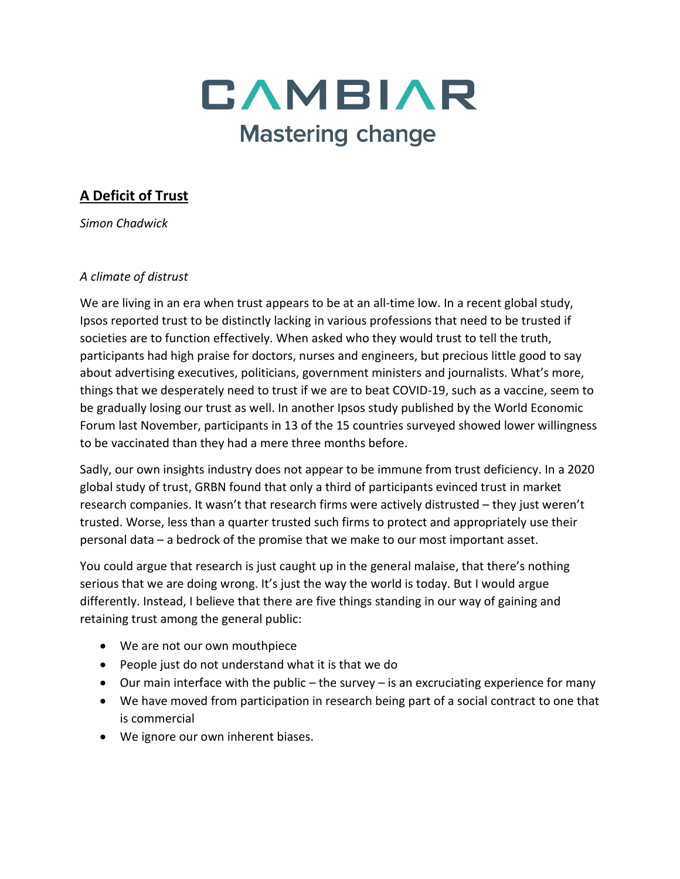# CAMBIAR
Mastering change

## A Deficit of Trust

*Simon Chadwick*

*A climate of distrust*

We are living in an era when trust appears to be at an all-time low. In a recent global study, Ipsos reported trust to be distinctly lacking in various professions that need to be trusted if societies are to function effectively. When asked who they would trust to tell the truth, participants had high praise for doctors, nurses and engineers, but precious little good to say about advertising executives, politicians, government ministers and journalists. What's more, things that we desperately need to trust if we are to beat COVID-19, such as a vaccine, seem to be gradually losing our trust as well. In another Ipsos study published by the World Economic Forum last November, participants in 13 of the 15 countries surveyed showed lower willingness to be vaccinated than they had a mere three months before.

Sadly, our own insights industry does not appear to be immune from trust deficiency. In a 2020 global study of trust, GRBN found that only a third of participants evinced trust in market research companies. It wasn't that research firms were actively distrusted – they just weren't trusted. Worse, less than a quarter trusted such firms to protect and appropriately use their personal data – a bedrock of the promise that we make to our most important asset.

You could argue that research is just caught up in the general malaise, that there's nothing serious that we are doing wrong. It's just the way the world is today. But I would argue differently. Instead, I believe that there are five things standing in our way of gaining and retaining trust among the general public:

- We are not our own mouthpiece
- People just do not understand what it is that we do
- Our main interface with the public – the survey – is an excruciating experience for many
- We have moved from participation in research being part of a social contract to one that is commercial
- We ignore our own inherent biases.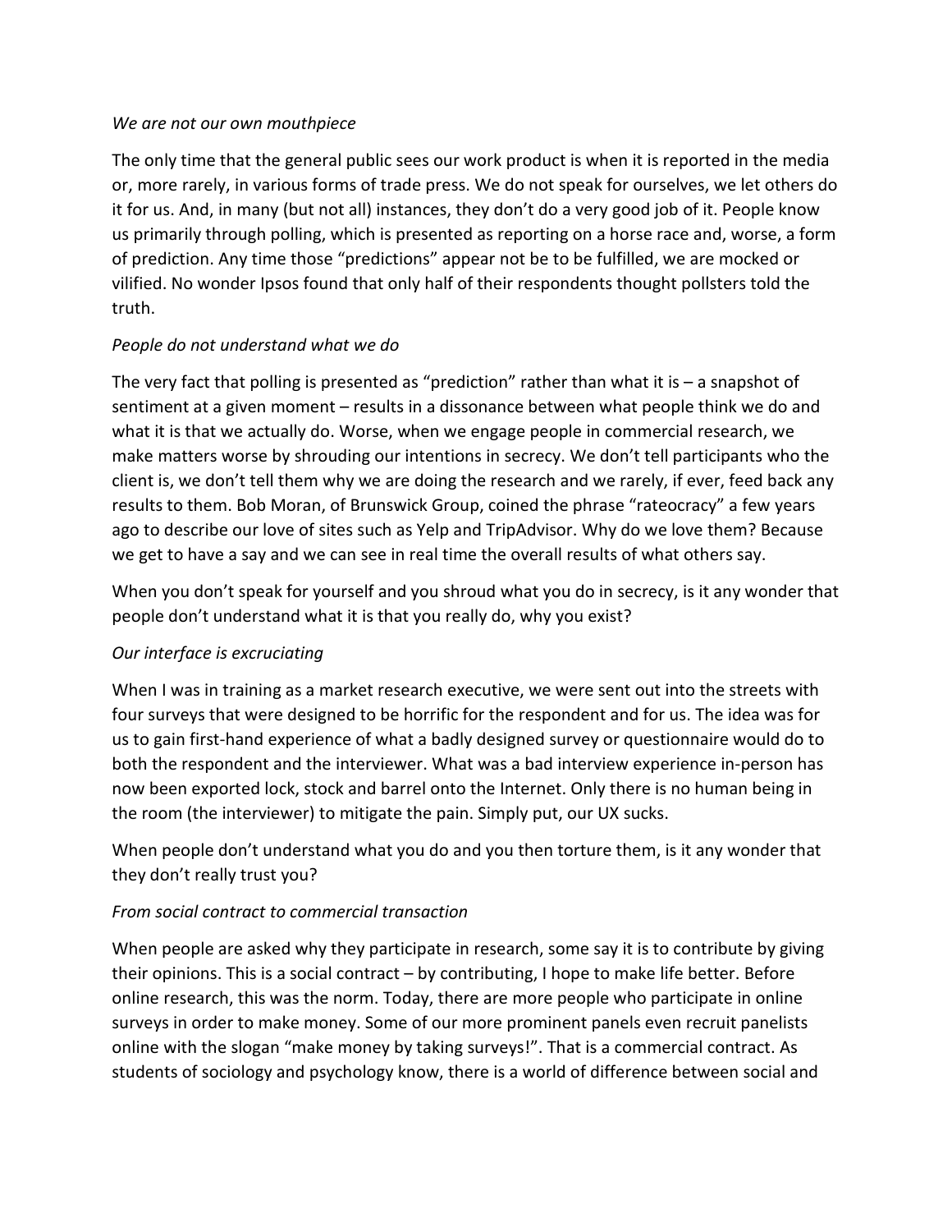*We are not our own mouthpiece*

The only time that the general public sees our work product is when it is reported in the media or, more rarely, in various forms of trade press. We do not speak for ourselves, we let others do it for us. And, in many (but not all) instances, they don't do a very good job of it. People know us primarily through polling, which is presented as reporting on a horse race and, worse, a form of prediction. Any time those "predictions" appear not be to be fulfilled, we are mocked or vilified. No wonder Ipsos found that only half of their respondents thought pollsters told the truth.

*People do not understand what we do*

The very fact that polling is presented as "prediction" rather than what it is – a snapshot of sentiment at a given moment – results in a dissonance between what people think we do and what it is that we actually do. Worse, when we engage people in commercial research, we make matters worse by shrouding our intentions in secrecy. We don't tell participants who the client is, we don't tell them why we are doing the research and we rarely, if ever, feed back any results to them. Bob Moran, of Brunswick Group, coined the phrase "rateocracy" a few years ago to describe our love of sites such as Yelp and TripAdvisor. Why do we love them? Because we get to have a say and we can see in real time the overall results of what others say.

When you don't speak for yourself and you shroud what you do in secrecy, is it any wonder that people don't understand what it is that you really do, why you exist?

*Our interface is excruciating*

When I was in training as a market research executive, we were sent out into the streets with four surveys that were designed to be horrific for the respondent and for us. The idea was for us to gain first-hand experience of what a badly designed survey or questionnaire would do to both the respondent and the interviewer. What was a bad interview experience in-person has now been exported lock, stock and barrel onto the Internet. Only there is no human being in the room (the interviewer) to mitigate the pain. Simply put, our UX sucks.

When people don't understand what you do and you then torture them, is it any wonder that they don't really trust you?

*From social contract to commercial transaction*

When people are asked why they participate in research, some say it is to contribute by giving their opinions. This is a social contract – by contributing, I hope to make life better. Before online research, this was the norm. Today, there are more people who participate in online surveys in order to make money. Some of our more prominent panels even recruit panelists online with the slogan "make money by taking surveys!". That is a commercial contract. As students of sociology and psychology know, there is a world of difference between social and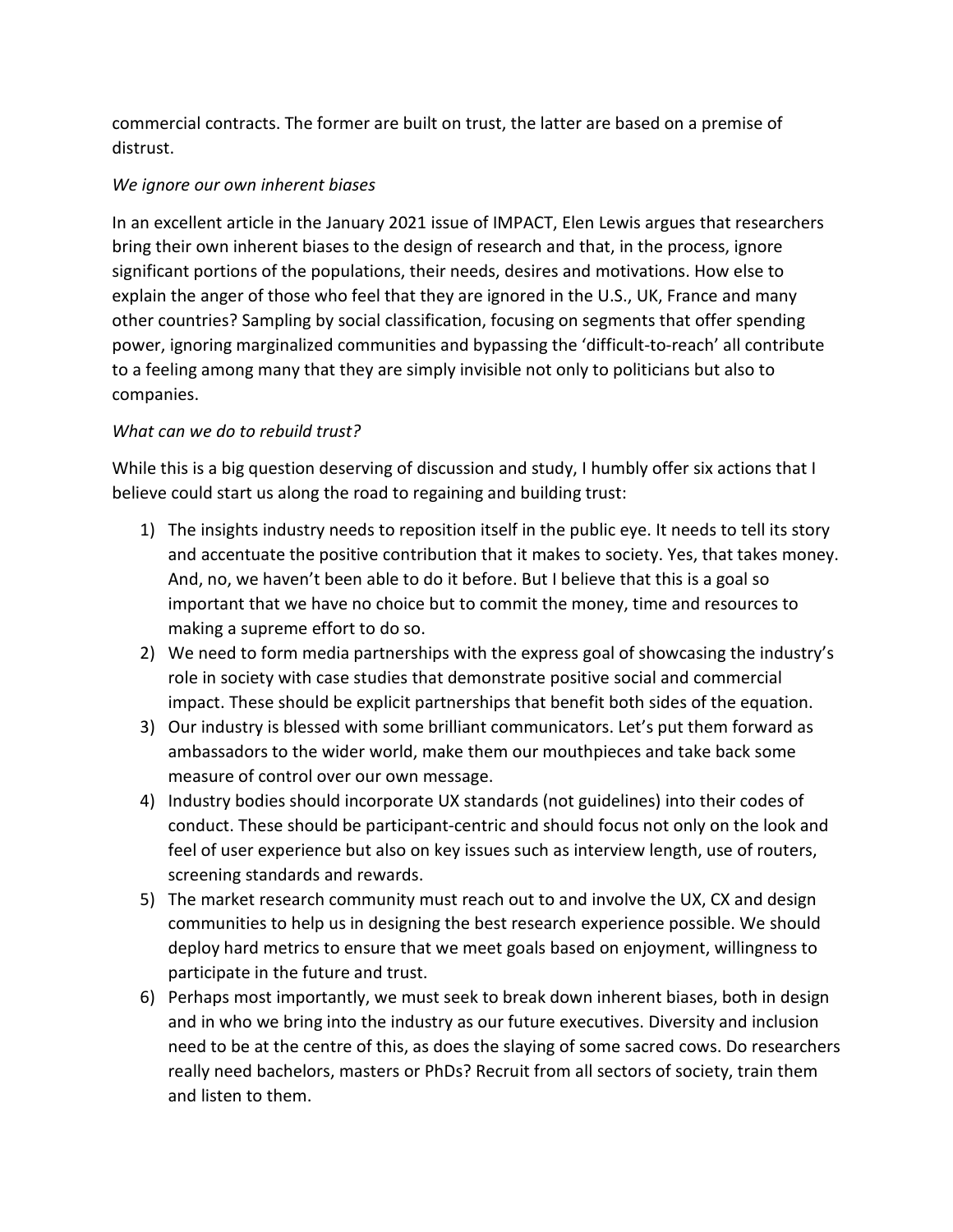commercial contracts. The former are built on trust, the latter are based on a premise of distrust.

*We ignore our own inherent biases*

In an excellent article in the January 2021 issue of IMPACT, Elen Lewis argues that researchers bring their own inherent biases to the design of research and that, in the process, ignore significant portions of the populations, their needs, desires and motivations. How else to explain the anger of those who feel that they are ignored in the U.S., UK, France and many other countries? Sampling by social classification, focusing on segments that offer spending power, ignoring marginalized communities and bypassing the 'difficult-to-reach' all contribute to a feeling among many that they are simply invisible not only to politicians but also to companies.

*What can we do to rebuild trust?*

While this is a big question deserving of discussion and study, I humbly offer six actions that I believe could start us along the road to regaining and building trust:

1) The insights industry needs to reposition itself in the public eye. It needs to tell its story and accentuate the positive contribution that it makes to society. Yes, that takes money. And, no, we haven't been able to do it before. But I believe that this is a goal so important that we have no choice but to commit the money, time and resources to making a supreme effort to do so.
2) We need to form media partnerships with the express goal of showcasing the industry's role in society with case studies that demonstrate positive social and commercial impact. These should be explicit partnerships that benefit both sides of the equation.
3) Our industry is blessed with some brilliant communicators. Let's put them forward as ambassadors to the wider world, make them our mouthpieces and take back some measure of control over our own message.
4) Industry bodies should incorporate UX standards (not guidelines) into their codes of conduct. These should be participant-centric and should focus not only on the look and feel of user experience but also on key issues such as interview length, use of routers, screening standards and rewards.
5) The market research community must reach out to and involve the UX, CX and design communities to help us in designing the best research experience possible. We should deploy hard metrics to ensure that we meet goals based on enjoyment, willingness to participate in the future and trust.
6) Perhaps most importantly, we must seek to break down inherent biases, both in design and in who we bring into the industry as our future executives. Diversity and inclusion need to be at the centre of this, as does the slaying of some sacred cows. Do researchers really need bachelors, masters or PhDs? Recruit from all sectors of society, train them and listen to them.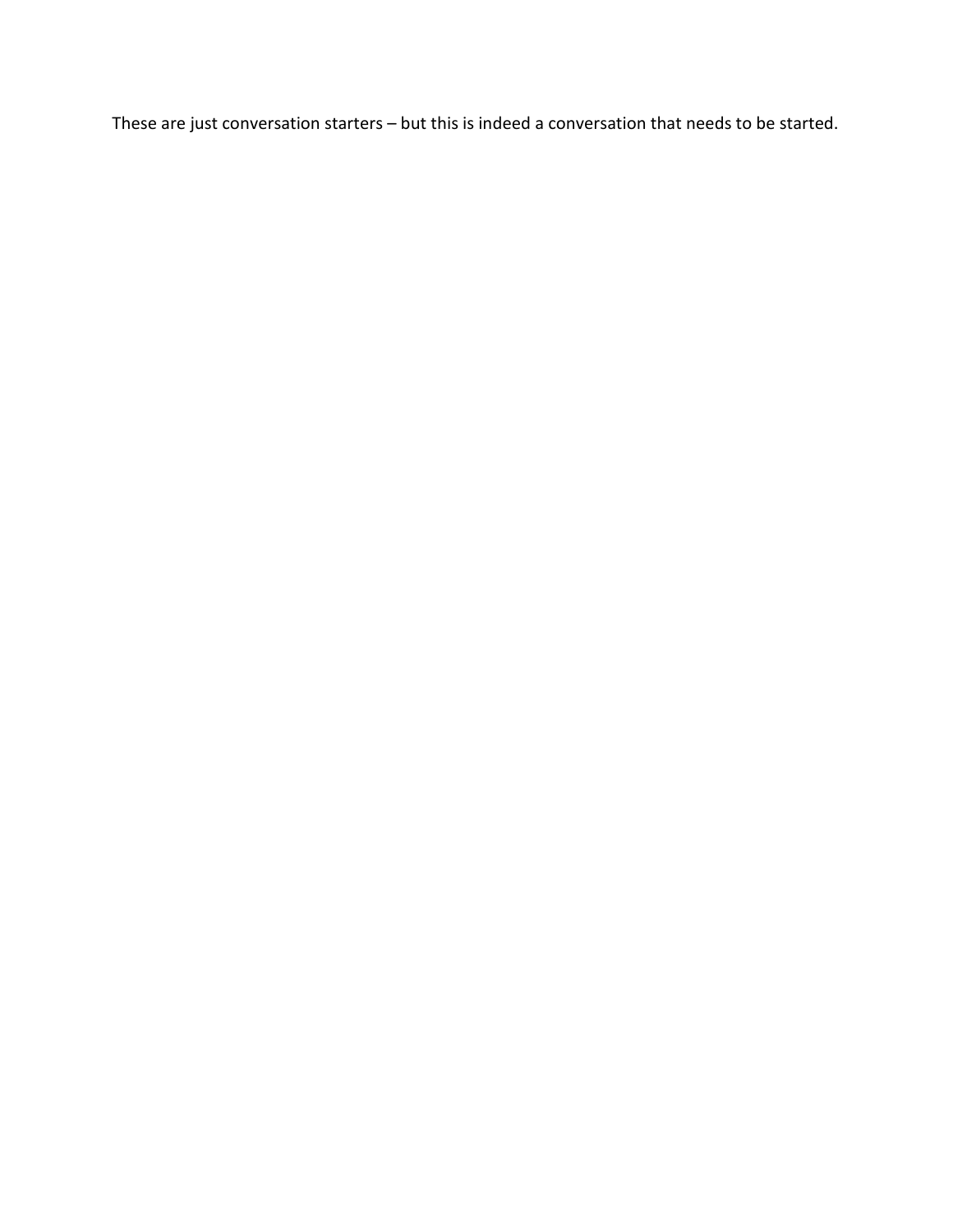These are just conversation starters – but this is indeed a conversation that needs to be started.